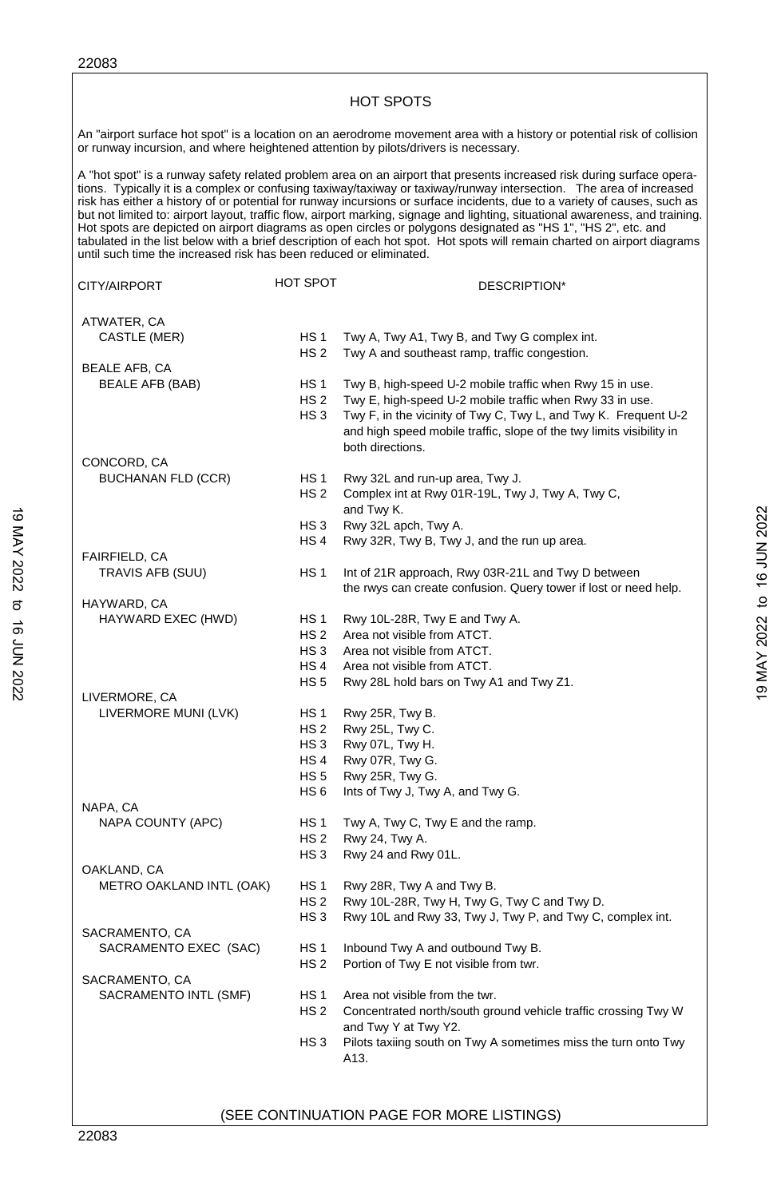# HOT SPOTS

An "airport surface hot spot" is a location on an aerodrome movement area with a history or potential risk of collision or runway incursion, and where heightened attention by pilots/drivers is necessary.

A "hot spot" is a runway safety related problem area on an airport that presents increased risk during surface operations. Typically it is a complex or confusing taxiway/taxiway or taxiway/runway intersection. The area of increased risk has either a history of or potential for runway incursions or surface incidents, due to a variety of causes, such as but not limited to: airport layout, traffic flow, airport marking, signage and lighting, situational awareness, and training. Hot spots are depicted on airport diagrams as open circles or polygons designated as "HS 1", "HS 2", etc. and tabulated in the list below with a brief description of each hot spot. Hot spots will remain charted on airport diagrams until such time the increased risk has been reduced or eliminated.

| CITY/AIRPORT | HOT SPOT | DESCRIPTION* |
|---|---|---|
| ATWATER, CA | | |
| CASTLE (MER) | HS 1 | Twy A, Twy A1, Twy B, and Twy G complex int. |
| | HS 2 | Twy A and southeast ramp, traffic congestion. |
| BEALE AFB, CA | | |
| BEALE AFB (BAB) | HS 1 | Twy B, high-speed U-2 mobile traffic when Rwy 15 in use. |
| | HS 2 | Twy E, high-speed U-2 mobile traffic when Rwy 33 in use. |
| | HS 3 | Twy F, in the vicinity of Twy C, Twy L, and Twy K. Frequent U-2 and high speed mobile traffic, slope of the twy limits visibility in both directions. |
| CONCORD, CA | | |
| BUCHANAN FLD (CCR) | HS 1 | Rwy 32L and run-up area, Twy J. |
| | HS 2 | Complex int at Rwy 01R-19L, Twy J, Twy A, Twy C, and Twy K. |
| | HS 3 | Rwy 32L apch, Twy A. |
| | HS 4 | Rwy 32R, Twy B, Twy J, and the run up area. |
| FAIRFIELD, CA | | |
| TRAVIS AFB (SUU) | HS 1 | Int of 21R approach, Rwy 03R-21L and Twy D between the rwys can create confusion. Query tower if lost or need help. |
| HAYWARD, CA | | |
| HAYWARD EXEC (HWD) | HS 1 | Rwy 10L-28R, Twy E and Twy A. |
| | HS 2 | Area not visible from ATCT. |
| | HS 3 | Area not visible from ATCT. |
| | HS 4 | Area not visible from ATCT. |
| | HS 5 | Rwy 28L hold bars on Twy A1 and Twy Z1. |
| LIVERMORE, CA | | |
| LIVERMORE MUNI (LVK) | HS 1 | Rwy 25R, Twy B. |
| | HS 2 | Rwy 25L, Twy C. |
| | HS 3 | Rwy 07L, Twy H. |
| | HS 4 | Rwy 07R, Twy G. |
| | HS 5 | Rwy 25R, Twy G. |
| | HS 6 | Ints of Twy J, Twy A, and Twy G. |
| NAPA, CA | | |
| NAPA COUNTY (APC) | HS 1 | Twy A, Twy C, Twy E and the ramp. |
| | HS 2 | Rwy 24, Twy A. |
| | HS 3 | Rwy 24 and Rwy 01L. |
| OAKLAND, CA | | |
| METRO OAKLAND INTL (OAK) | HS 1 | Rwy 28R, Twy A and Twy B. |
| | HS 2 | Rwy 10L-28R, Twy H, Twy G, Twy C and Twy D. |
| | HS 3 | Rwy 10L and Rwy 33, Twy J, Twy P, and Twy C, complex int. |
| SACRAMENTO, CA | | |
| SACRAMENTO EXEC (SAC) | HS 1 | Inbound Twy A and outbound Twy B. |
| | HS 2 | Portion of Twy E not visible from twr. |
| SACRAMENTO, CA | | |
| SACRAMENTO INTL (SMF) | HS 1 | Area not visible from the twr. |
| | HS 2 | Concentrated north/south ground vehicle traffic crossing Twy W and Twy Y at Twy Y2. |
| | HS 3 | Pilots taxiing south on Twy A sometimes miss the turn onto Twy A13. |

(SEE CONTINUATION PAGE FOR MORE LISTINGS)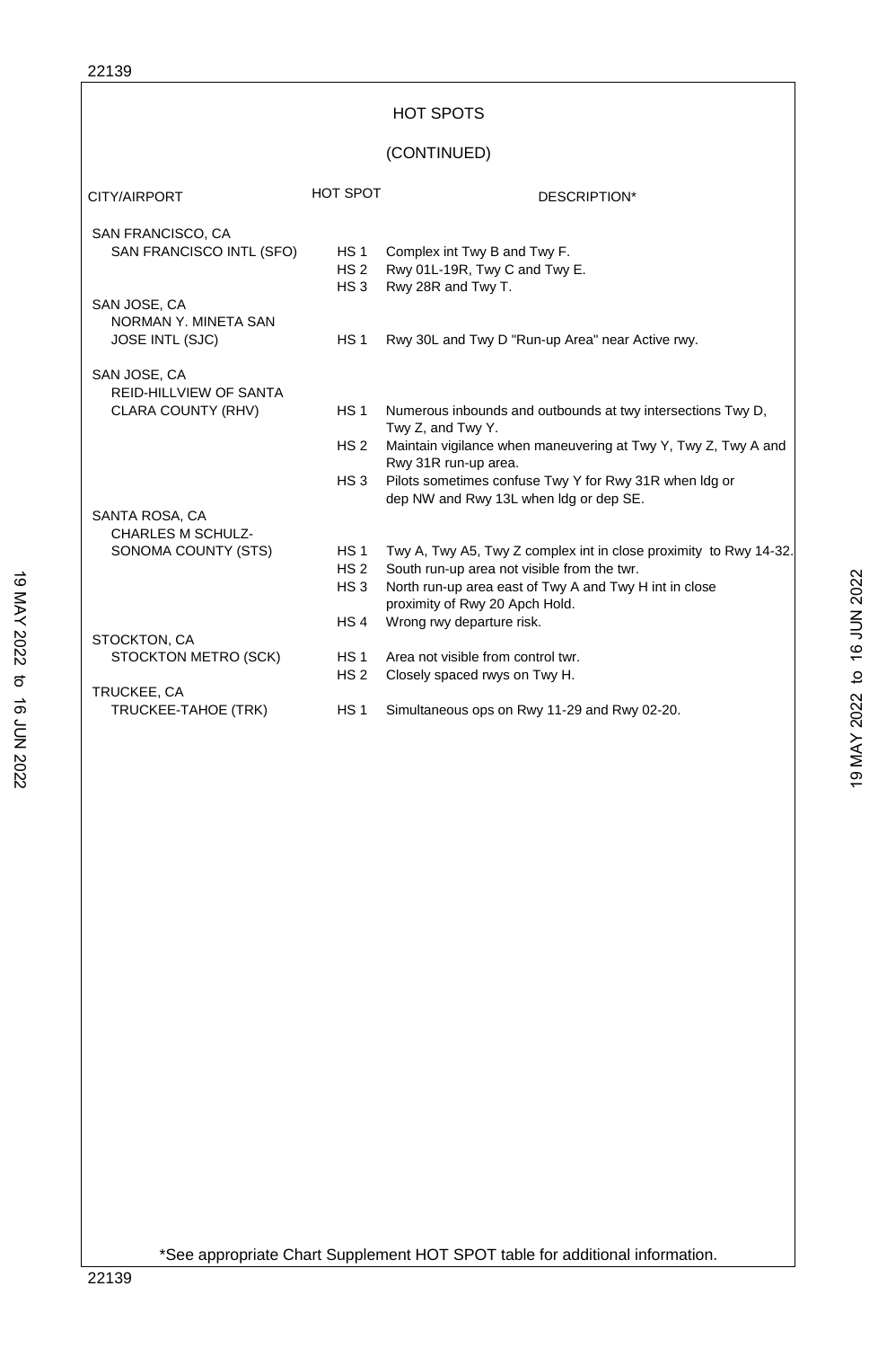# HOT SPOTS

## (CONTINUED)

| CITY/AIRPORT | HOT SPOT | DESCRIPTION* |
|---|---|---|
| SAN FRANCISCO, CA<br>SAN FRANCISCO INTL (SFO) | HS 1 | Complex int Twy B and Twy F. |
| | HS 2 | Rwy 01L-19R, Twy C and Twy E. |
| | HS 3 | Rwy 28R and Twy T. |
| SAN JOSE, CA<br>NORMAN Y. MINETA SAN JOSE INTL (SJC) | HS 1 | Rwy 30L and Twy D "Run-up Area" near Active rwy. |
| SAN JOSE, CA<br>REID-HILLVIEW OF SANTA CLARA COUNTY (RHV) | HS 1 | Numerous inbounds and outbounds at twy intersections Twy D, Twy Z, and Twy Y. |
| | HS 2 | Maintain vigilance when maneuvering at Twy Y, Twy Z, Twy A and Rwy 31R run-up area. |
| | HS 3 | Pilots sometimes confuse Twy Y for Rwy 31R when ldg or dep NW and Rwy 13L when ldg or dep SE. |
| SANTA ROSA, CA<br>CHARLES M SCHULZ-SONOMA COUNTY (STS) | HS 1 | Twy A, Twy A5, Twy Z complex int in close proximity to Rwy 14-32. |
| | HS 2 | South run-up area not visible from the twr. |
| | HS 3 | North run-up area east of Twy A and Twy H int in close proximity of Rwy 20 Apch Hold. |
| | HS 4 | Wrong rwy departure risk. |
| STOCKTON, CA<br>STOCKTON METRO (SCK) | HS 1 | Area not visible from control twr. |
| | HS 2 | Closely spaced rwys on Twy H. |
| TRUCKEE, CA<br>TRUCKEE-TAHOE (TRK) | HS 1 | Simultaneous ops on Rwy 11-29 and Rwy 02-20. |

*See appropriate Chart Supplement HOT SPOT table for additional information.